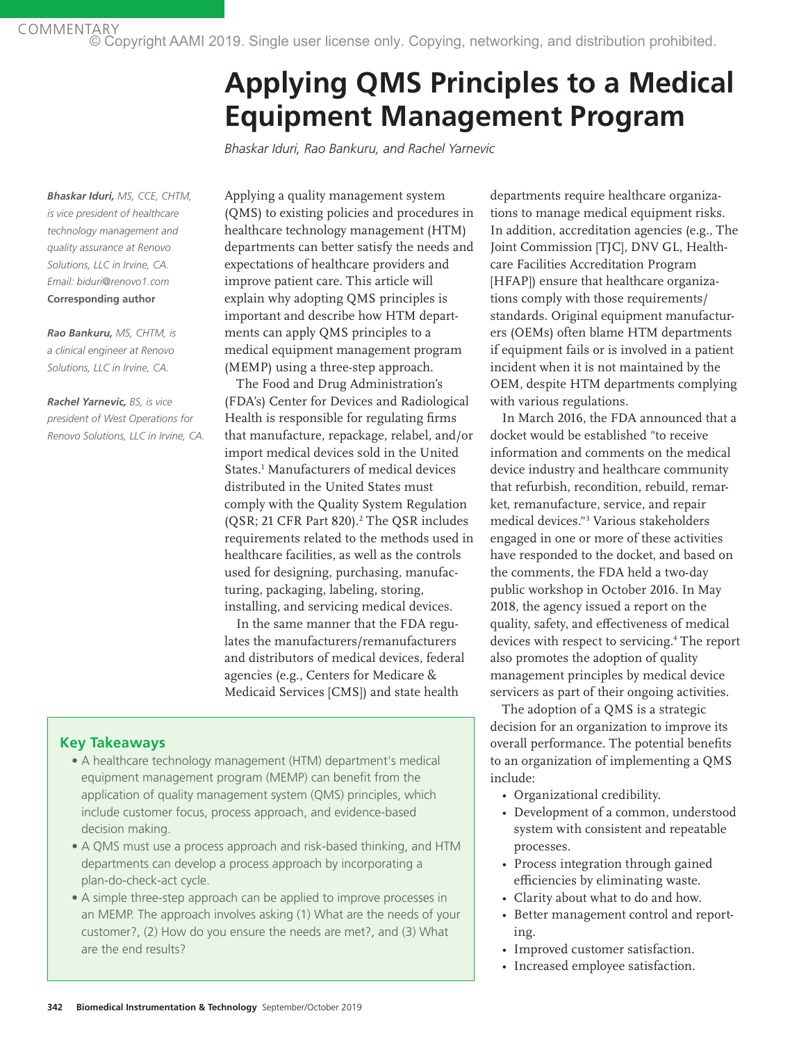COMMENTARY

© Copyright AAMI 2019. Single user license only. Copying, networking, and distribution prohibited.

# Applying QMS Principles to a Medical Equipment Management Program

*Bhaskar Iduri, Rao Bankuru, and Rachel Yarnevic*

***Bhaskar Iduri,** MS, CCE, CHTM, is vice president of healthcare technology management and quality assurance at Renovo Solutions, LLC in Irvine, CA. Email: biduri@renovo1.com*
**Corresponding author**

***Rao Bankuru,** MS, CHTM, is a clinical engineer at Renovo Solutions, LLC in Irvine, CA.*

***Rachel Yarnevic,** BS, is vice president of West Operations for Renovo Solutions, LLC in Irvine, CA.*

Applying a quality management system (QMS) to existing policies and procedures in healthcare technology management (HTM) departments can better satisfy the needs and expectations of healthcare providers and improve patient care. This article will explain why adopting QMS principles is important and describe how HTM departments can apply QMS principles to a medical equipment management program (MEMP) using a three-step approach.

The Food and Drug Administration's (FDA's) Center for Devices and Radiological Health is responsible for regulating firms that manufacture, repackage, relabel, and/or import medical devices sold in the United States.[1] Manufacturers of medical devices distributed in the United States must comply with the Quality System Regulation (QSR; 21 CFR Part 820).[2] The QSR includes requirements related to the methods used in healthcare facilities, as well as the controls used for designing, purchasing, manufacturing, packaging, labeling, storing, installing, and servicing medical devices.

In the same manner that the FDA regulates the manufacturers/remanufacturers and distributors of medical devices, federal agencies (e.g., Centers for Medicare & Medicaid Services [CMS]) and state health departments require healthcare organizations to manage medical equipment risks. In addition, accreditation agencies (e.g., The Joint Commission [TJC], DNV GL, Healthcare Facilities Accreditation Program [HFAP]) ensure that healthcare organizations comply with those requirements/standards. Original equipment manufacturers (OEMs) often blame HTM departments if equipment fails or is involved in a patient incident when it is not maintained by the OEM, despite HTM departments complying with various regulations.

In March 2016, the FDA announced that a docket would be established "to receive information and comments on the medical device industry and healthcare community that refurbish, recondition, rebuild, remarket, remanufacture, service, and repair medical devices."[3] Various stakeholders engaged in one or more of these activities have responded to the docket, and based on the comments, the FDA held a two-day public workshop in October 2016. In May 2018, the agency issued a report on the quality, safety, and effectiveness of medical devices with respect to servicing.[4] The report also promotes the adoption of quality management principles by medical device servicers as part of their ongoing activities.

The adoption of a QMS is a strategic decision for an organization to improve its overall performance. The potential benefits to an organization of implementing a QMS include:

- Organizational credibility.
- Development of a common, understood system with consistent and repeatable processes.
- Process integration through gained efficiencies by eliminating waste.
- Clarity about what to do and how.
- Better management control and reporting.
- Improved customer satisfaction.
- Increased employee satisfaction.

### Key Takeaways

- A healthcare technology management (HTM) department's medical equipment management program (MEMP) can benefit from the application of quality management system (QMS) principles, which include customer focus, process approach, and evidence-based decision making.
- A QMS must use a process approach and risk-based thinking, and HTM departments can develop a process approach by incorporating a plan-do-check-act cycle.
- A simple three-step approach can be applied to improve processes in an MEMP. The approach involves asking (1) What are the needs of your customer?, (2) How do you ensure the needs are met?, and (3) What are the end results?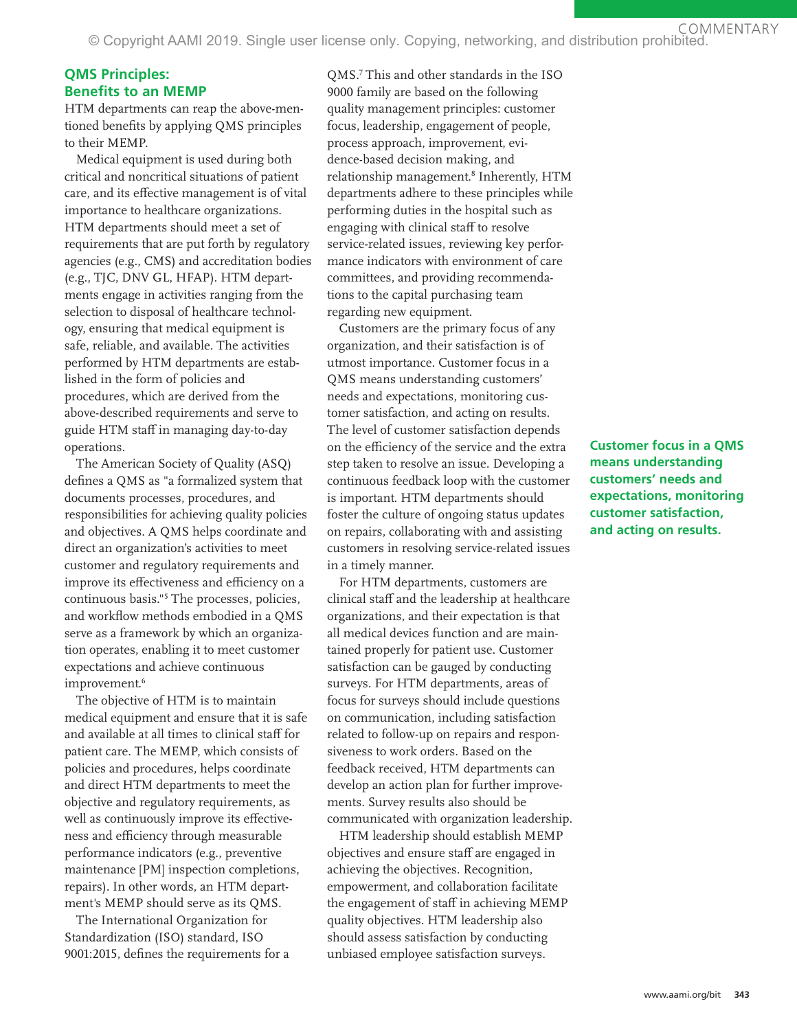## QMS Principles: Benefits to an MEMP

HTM departments can reap the above-mentioned benefits by applying QMS principles to their MEMP.

Medical equipment is used during both critical and noncritical situations of patient care, and its effective management is of vital importance to healthcare organizations. HTM departments should meet a set of requirements that are put forth by regulatory agencies (e.g., CMS) and accreditation bodies (e.g., TJC, DNV GL, HFAP). HTM departments engage in activities ranging from the selection to disposal of healthcare technology, ensuring that medical equipment is safe, reliable, and available. The activities performed by HTM departments are established in the form of policies and procedures, which are derived from the above-described requirements and serve to guide HTM staff in managing day-to-day operations.

The American Society of Quality (ASQ) defines a QMS as "a formalized system that documents processes, procedures, and responsibilities for achieving quality policies and objectives. A QMS helps coordinate and direct an organization's activities to meet customer and regulatory requirements and improve its effectiveness and efficiency on a continuous basis."[5] The processes, policies, and workflow methods embodied in a QMS serve as a framework by which an organization operates, enabling it to meet customer expectations and achieve continuous improvement.[6]

The objective of HTM is to maintain medical equipment and ensure that it is safe and available at all times to clinical staff for patient care. The MEMP, which consists of policies and procedures, helps coordinate and direct HTM departments to meet the objective and regulatory requirements, as well as continuously improve its effectiveness and efficiency through measurable performance indicators (e.g., preventive maintenance [PM] inspection completions, repairs). In other words, an HTM department's MEMP should serve as its QMS.

The International Organization for Standardization (ISO) standard, ISO 9001:2015, defines the requirements for a QMS.[7] This and other standards in the ISO 9000 family are based on the following quality management principles: customer focus, leadership, engagement of people, process approach, improvement, evidence-based decision making, and relationship management.[8] Inherently, HTM departments adhere to these principles while performing duties in the hospital such as engaging with clinical staff to resolve service-related issues, reviewing key performance indicators with environment of care committees, and providing recommendations to the capital purchasing team regarding new equipment.

Customers are the primary focus of any organization, and their satisfaction is of utmost importance. Customer focus in a QMS means understanding customers' needs and expectations, monitoring customer satisfaction, and acting on results. The level of customer satisfaction depends on the efficiency of the service and the extra step taken to resolve an issue. Developing a continuous feedback loop with the customer is important. HTM departments should foster the culture of ongoing status updates on repairs, collaborating with and assisting customers in resolving service-related issues in a timely manner.

**Customer focus in a QMS means understanding customers' needs and expectations, monitoring customer satisfaction, and acting on results.**

For HTM departments, customers are clinical staff and the leadership at healthcare organizations, and their expectation is that all medical devices function and are maintained properly for patient use. Customer satisfaction can be gauged by conducting surveys. For HTM departments, areas of focus for surveys should include questions on communication, including satisfaction related to follow-up on repairs and responsiveness to work orders. Based on the feedback received, HTM departments can develop an action plan for further improvements. Survey results also should be communicated with organization leadership.

HTM leadership should establish MEMP objectives and ensure staff are engaged in achieving the objectives. Recognition, empowerment, and collaboration facilitate the engagement of staff in achieving MEMP quality objectives. HTM leadership also should assess satisfaction by conducting unbiased employee satisfaction surveys.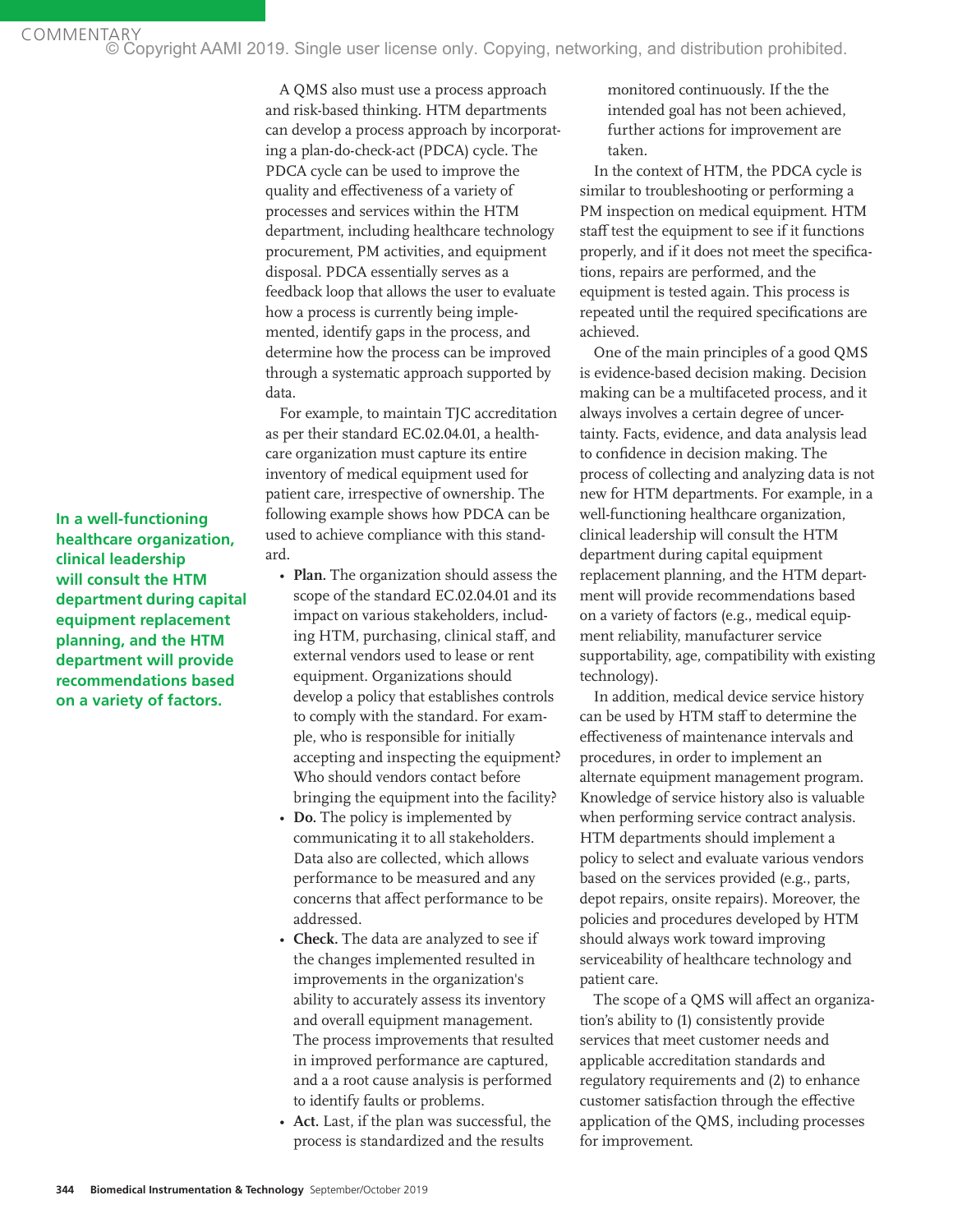A QMS also must use a process approach and risk-based thinking. HTM departments can develop a process approach by incorporating a plan-do-check-act (PDCA) cycle. The PDCA cycle can be used to improve the quality and effectiveness of a variety of processes and services within the HTM department, including healthcare technology procurement, PM activities, and equipment disposal. PDCA essentially serves as a feedback loop that allows the user to evaluate how a process is currently being implemented, identify gaps in the process, and determine how the process can be improved through a systematic approach supported by data.

For example, to maintain TJC accreditation as per their standard EC.02.04.01, a healthcare organization must capture its entire inventory of medical equipment used for patient care, irrespective of ownership. The following example shows how PDCA can be used to achieve compliance with this standard.

- **Plan.** The organization should assess the scope of the standard EC.02.04.01 and its impact on various stakeholders, including HTM, purchasing, clinical staff, and external vendors used to lease or rent equipment. Organizations should develop a policy that establishes controls to comply with the standard. For example, who is responsible for initially accepting and inspecting the equipment? Who should vendors contact before bringing the equipment into the facility?
- **Do.** The policy is implemented by communicating it to all stakeholders. Data also are collected, which allows performance to be measured and any concerns that affect performance to be addressed.
- **Check.** The data are analyzed to see if the changes implemented resulted in improvements in the organization's ability to accurately assess its inventory and overall equipment management. The process improvements that resulted in improved performance are captured, and a a root cause analysis is performed to identify faults or problems.
- **Act.** Last, if the plan was successful, the process is standardized and the results monitored continuously. If the the intended goal has not been achieved, further actions for improvement are taken.

In the context of HTM, the PDCA cycle is similar to troubleshooting or performing a PM inspection on medical equipment. HTM staff test the equipment to see if it functions properly, and if it does not meet the specifications, repairs are performed, and the equipment is tested again. This process is repeated until the required specifications are achieved.

One of the main principles of a good QMS is evidence-based decision making. Decision making can be a multifaceted process, and it always involves a certain degree of uncertainty. Facts, evidence, and data analysis lead to confidence in decision making. The process of collecting and analyzing data is not new for HTM departments. For example, in a well-functioning healthcare organization, clinical leadership will consult the HTM department during capital equipment replacement planning, and the HTM department will provide recommendations based on a variety of factors (e.g., medical equipment reliability, manufacturer service supportability, age, compatibility with existing technology).

**In a well-functioning healthcare organization, clinical leadership will consult the HTM department during capital equipment replacement planning, and the HTM department will provide recommendations based on a variety of factors.**

In addition, medical device service history can be used by HTM staff to determine the effectiveness of maintenance intervals and procedures, in order to implement an alternate equipment management program. Knowledge of service history also is valuable when performing service contract analysis. HTM departments should implement a policy to select and evaluate various vendors based on the services provided (e.g., parts, depot repairs, onsite repairs). Moreover, the policies and procedures developed by HTM should always work toward improving serviceability of healthcare technology and patient care.

The scope of a QMS will affect an organization's ability to (1) consistently provide services that meet customer needs and applicable accreditation standards and regulatory requirements and (2) to enhance customer satisfaction through the effective application of the QMS, including processes for improvement.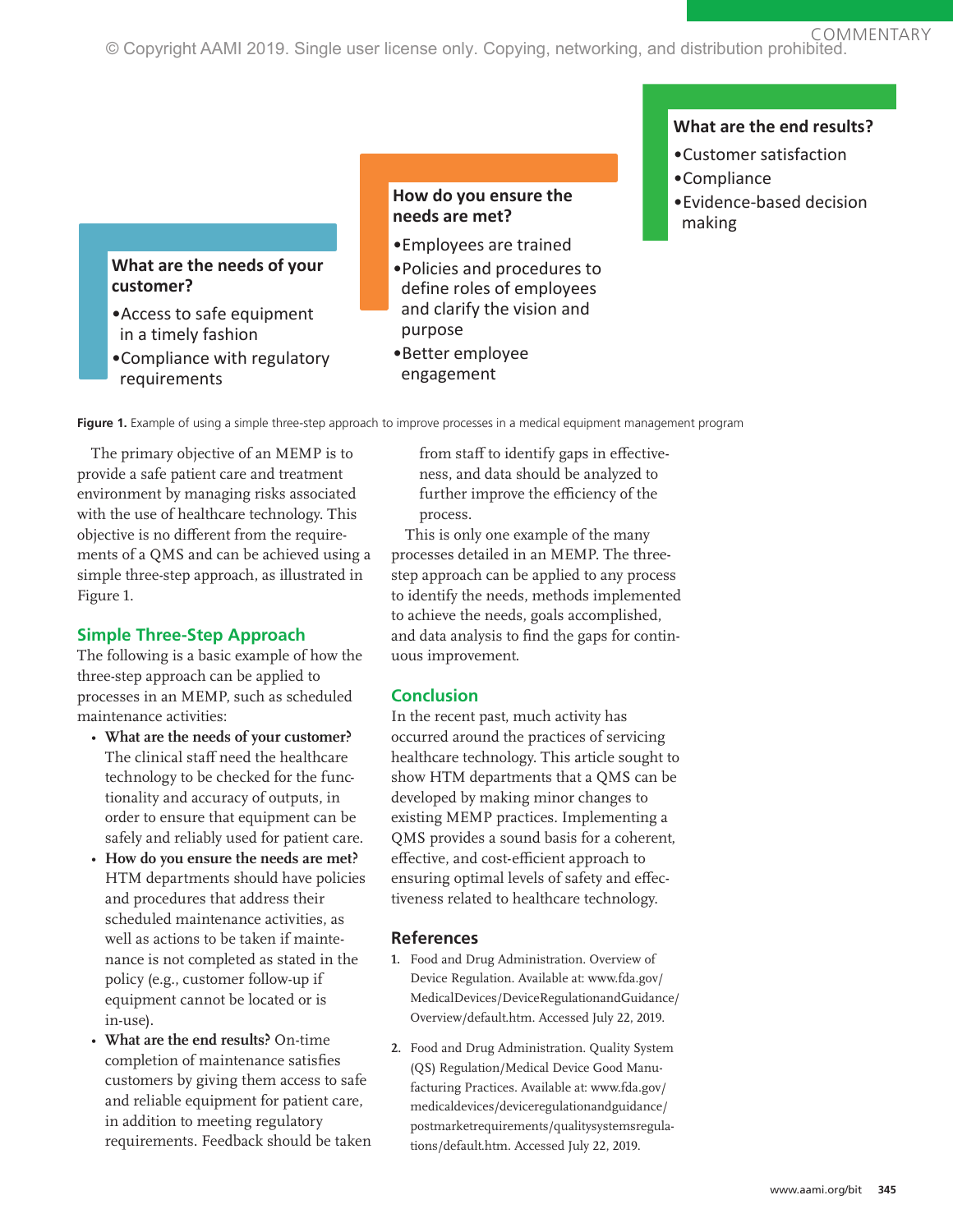**What are the needs of your customer?**

- Access to safe equipment in a timely fashion
- Compliance with regulatory requirements

**How do you ensure the needs are met?**

- Employees are trained
- Policies and procedures to define roles of employees and clarify the vision and purpose
- Better employee engagement

**What are the end results?**

- Customer satisfaction
- Compliance
- Evidence-based decision making

**Figure 1.** Example of using a simple three-step approach to improve processes in a medical equipment management program

The primary objective of an MEMP is to provide a safe patient care and treatment environment by managing risks associated with the use of healthcare technology. This objective is no different from the requirements of a QMS and can be achieved using a simple three-step approach, as illustrated in Figure 1.

## Simple Three-Step Approach

The following is a basic example of how the three-step approach can be applied to processes in an MEMP, such as scheduled maintenance activities:

- **What are the needs of your customer?** The clinical staff need the healthcare technology to be checked for the functionality and accuracy of outputs, in order to ensure that equipment can be safely and reliably used for patient care.
- **How do you ensure the needs are met?** HTM departments should have policies and procedures that address their scheduled maintenance activities, as well as actions to be taken if maintenance is not completed as stated in the policy (e.g., customer follow-up if equipment cannot be located or is in-use).
- **What are the end results?** On-time completion of maintenance satisfies customers by giving them access to safe and reliable equipment for patient care, in addition to meeting regulatory requirements. Feedback should be taken from staff to identify gaps in effectiveness, and data should be analyzed to further improve the efficiency of the process.

This is only one example of the many processes detailed in an MEMP. The three-step approach can be applied to any process to identify the needs, methods implemented to achieve the needs, goals accomplished, and data analysis to find the gaps for continuous improvement.

## Conclusion

In the recent past, much activity has occurred around the practices of servicing healthcare technology. This article sought to show HTM departments that a QMS can be developed by making minor changes to existing MEMP practices. Implementing a QMS provides a sound basis for a coherent, effective, and cost-efficient approach to ensuring optimal levels of safety and effectiveness related to healthcare technology.

## References

1. Food and Drug Administration. Overview of Device Regulation. Available at: www.fda.gov/MedicalDevices/DeviceRegulationandGuidance/Overview/default.htm. Accessed July 22, 2019.
2. Food and Drug Administration. Quality System (QS) Regulation/Medical Device Good Manufacturing Practices. Available at: www.fda.gov/medicaldevices/deviceregulationandguidance/postmarketrequirements/qualitysystemsregulations/default.htm. Accessed July 22, 2019.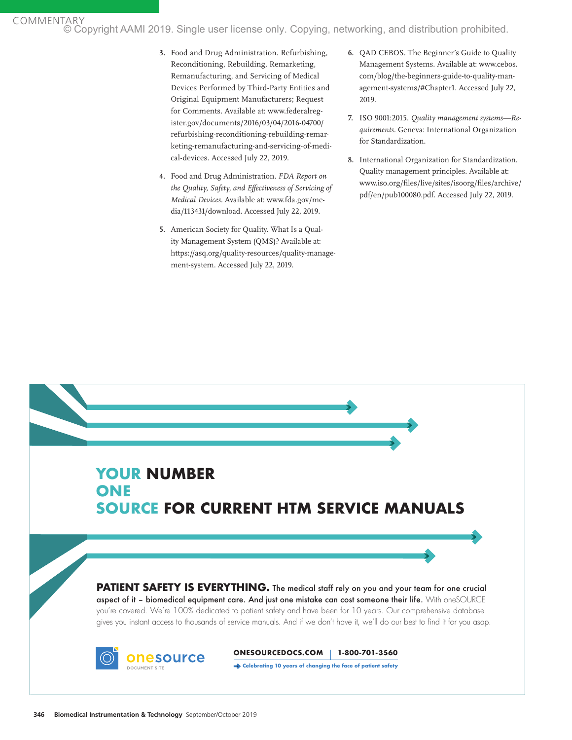3. Food and Drug Administration. Refurbishing, Reconditioning, Rebuilding, Remarketing, Remanufacturing, and Servicing of Medical Devices Performed by Third-Party Entities and Original Equipment Manufacturers; Request for Comments. Available at: www.federalregister.gov/documents/2016/03/04/2016-04700/refurbishing-reconditioning-rebuilding-remarketing-remanufacturing-and-servicing-of-medical-devices. Accessed July 22, 2019.

4. Food and Drug Administration. *FDA Report on the Quality, Safety, and Effectiveness of Servicing of Medical Devices*. Available at: www.fda.gov/media/113431/download. Accessed July 22, 2019.

5. American Society for Quality. What Is a Quality Management System (QMS)? Available at: https://asq.org/quality-resources/quality-management-system. Accessed July 22, 2019.

6. QAD CEBOS. The Beginner's Guide to Quality Management Systems. Available at: www.cebos.com/blog/the-beginners-guide-to-quality-management-systems/#Chapter1. Accessed July 22, 2019.

7. ISO 9001:2015. *Quality management systems—Requirements*. Geneva: International Organization for Standardization.

8. International Organization for Standardization. Quality management principles. Available at: www.iso.org/files/live/sites/isoorg/files/archive/pdf/en/pub100080.pdf. Accessed July 22, 2019.

**YOUR NUMBER ONE SOURCE FOR CURRENT HTM SERVICE MANUALS**

**PATIENT SAFETY IS EVERYTHING.** The medical staff rely on you and your team for one crucial aspect of it – biomedical equipment care. And just one mistake can cost someone their life. With oneSOURCE you're covered. We're 100% dedicated to patient safety and have been for 10 years. Our comprehensive database gives you instant access to thousands of service manuals. And if we don't have it, we'll do our best to find it for you asap.

onesource DOCUMENT SITE

**ONESOURCEDOCS.COM** | **1-800-701-3560**

Celebrating 10 years of changing the face of patient safety